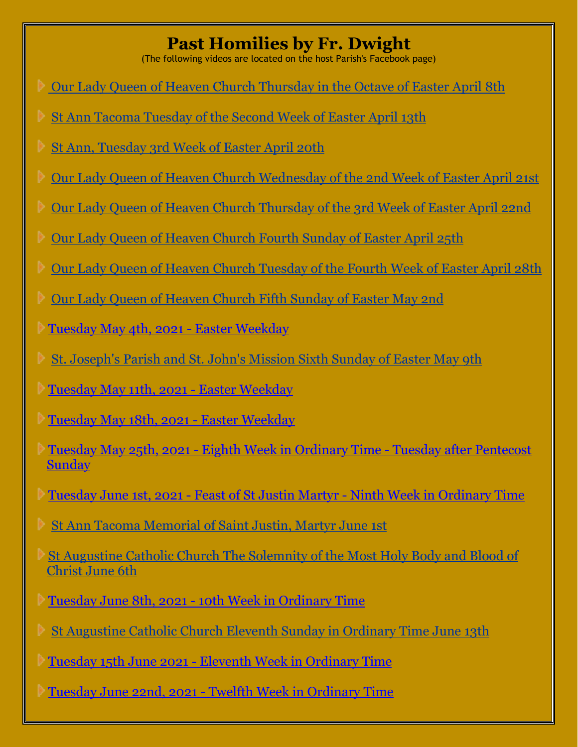# Past Homilies by Fr. Dwight

(The following videos are located on the host Parish's Facebook page)

- Our Lady Queen of Heaven Church Thursday in the Octave of Easter April 8th
- St Ann Tacoma Tuesday of the Second Week of Easter April 13th
- St Ann, Tuesday 3rd Week of Easter April 20th
- Our Lady Queen of Heaven Church Wednesday of the 2nd Week of Easter April 21st
- Our Lady Queen of Heaven Church Thursday of the 3rd Week of Easter April 22nd
- Our Lady Queen of Heaven Church Fourth Sunday of Easter April 25th
- Our Lady Queen of Heaven Church Tuesday of the Fourth Week of Easter April 28th
- Our Lady Queen of Heaven Church Fifth Sunday of Easter May 2nd
- Tuesday May 4th, 2021 - Easter Weekday
- St. Joseph's Parish and St. John's Mission Sixth Sunday of Easter May 9th
- Tuesday May 11th, 2021 - Easter Weekday
- Tuesday May 18th, 2021 - Easter Weekday
- Tuesday May 25th, 2021 - Eighth Week in Ordinary Time - Tuesday after Pentecost Sunday
- Tuesday June 1st, 2021 - Feast of St Justin Martyr - Ninth Week in Ordinary Time
- St Ann Tacoma Memorial of Saint Justin, Martyr June 1st
- St Augustine Catholic Church The Solemnity of the Most Holy Body and Blood of Christ June 6th
- Tuesday June 8th, 2021 - 10th Week in Ordinary Time
- St Augustine Catholic Church Eleventh Sunday in Ordinary Time June 13th
- Tuesday 15th June 2021 - Eleventh Week in Ordinary Time
- Tuesday June 22nd, 2021 - Twelfth Week in Ordinary Time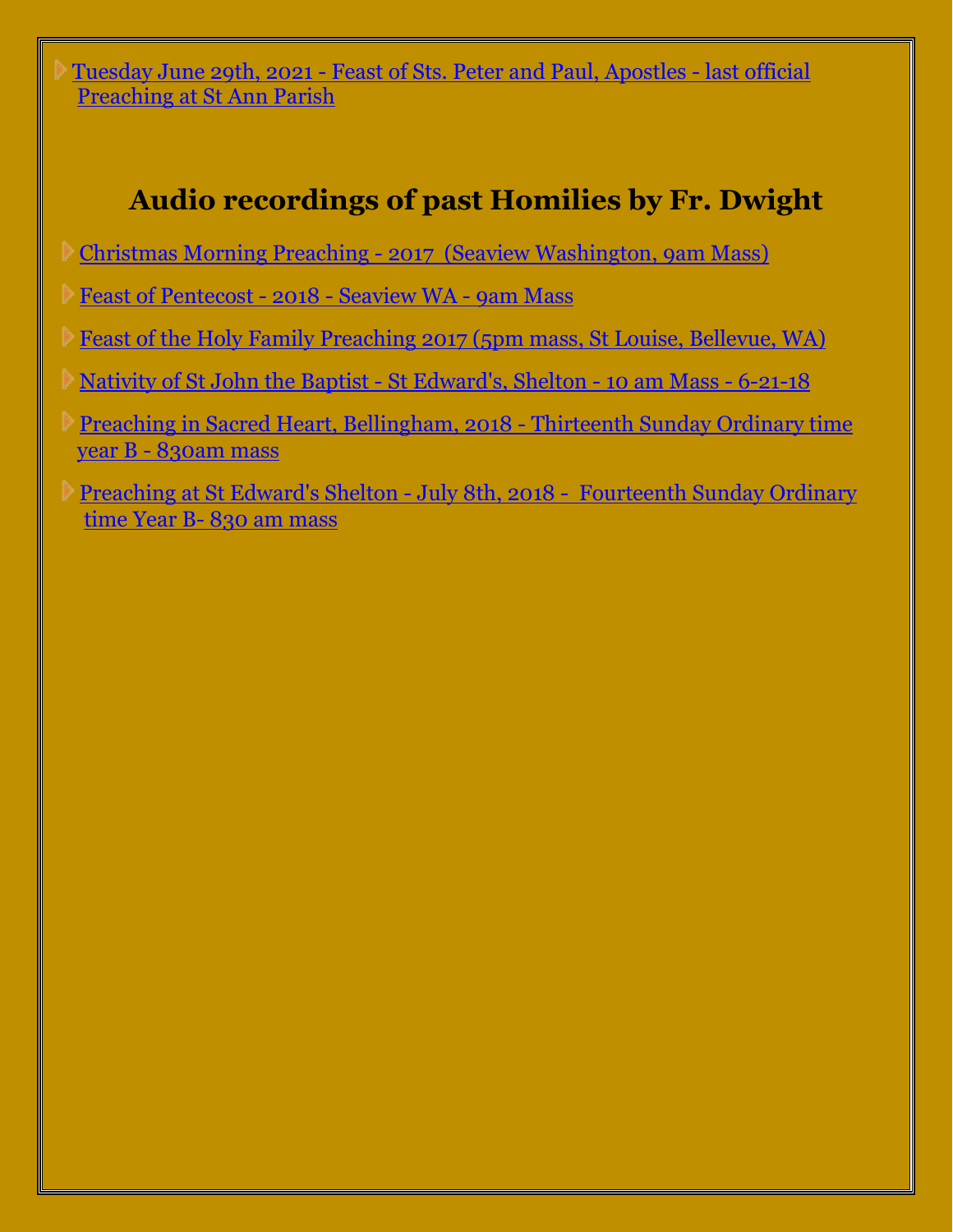- Tuesday June 29th, 2021 - Feast of Sts. Peter and Paul, Apostles - last official Preaching at St Ann Parish

## Audio recordings of past Homilies by Fr. Dwight

- Christmas Morning Preaching - 2017 (Seaview Washington, 9am Mass)
- Feast of Pentecost - 2018 - Seaview WA - 9am Mass
- Feast of the Holy Family Preaching 2017 (5pm mass, St Louise, Bellevue, WA)
- Nativity of St John the Baptist - St Edward's, Shelton - 10 am Mass - 6-21-18
- Preaching in Sacred Heart, Bellingham, 2018 - Thirteenth Sunday Ordinary time year B - 830am mass
- Preaching at St Edward's Shelton - July 8th, 2018 - Fourteenth Sunday Ordinary time Year B- 830 am mass